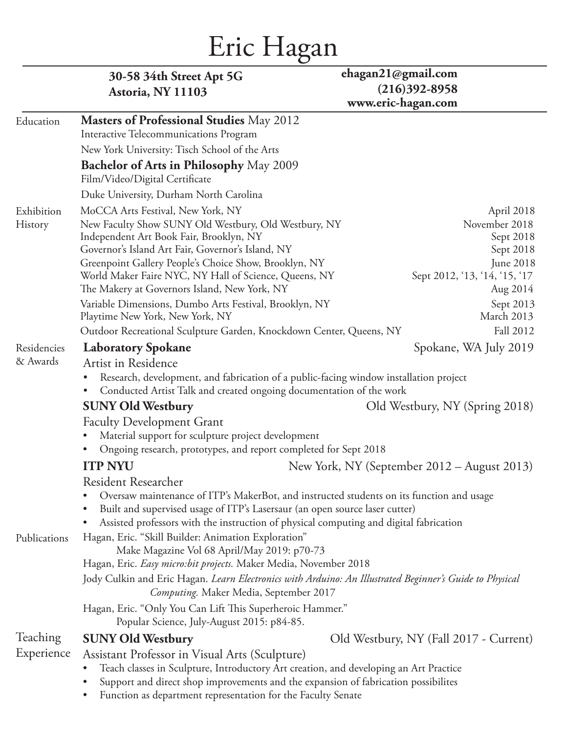# Eric Hagan

**30-58 34th Street Apt 5G**
**Astoria, NY 11103**

**ehagan21@gmail.com**
**(216)392-8958**
**www.eric-hagan.com**

## Education

**Masters of Professional Studies** May 2012
Interactive Telecommunications Program
New York University: Tisch School of the Arts

**Bachelor of Arts in Philosophy** May 2009
Film/Video/Digital Certificate
Duke University, Durham North Carolina

## Exhibition History

- MoCCA Arts Festival, New York, NY — April 2018
- New Faculty Show SUNY Old Westbury, Old Westbury, NY — November 2018
- Independent Art Book Fair, Brooklyn, NY — Sept 2018
- Governor's Island Art Fair, Governor's Island, NY — Sept 2018
- Greenpoint Gallery People's Choice Show, Brooklyn, NY — June 2018
- World Maker Faire NYC, NY Hall of Science, Queens, NY — Sept 2012, '13, '14, '15, '17
- The Makery at Governors Island, New York, NY — Aug 2014
- Variable Dimensions, Dumbo Arts Festival, Brooklyn, NY — Sept 2013
- Playtime New York, New York, NY — March 2013
- Outdoor Recreational Sculpture Garden, Knockdown Center, Queens, NY — Fall 2012

## Residencies & Awards

**Laboratory Spokane** — Spokane, WA July 2019
Artist in Residence
- Research, development, and fabrication of a public-facing window installation project
- Conducted Artist Talk and created ongoing documentation of the work

**SUNY Old Westbury** — Old Westbury, NY (Spring 2018)
Faculty Development Grant
- Material support for sculpture project development
- Ongoing research, prototypes, and report completed for Sept 2018

**ITP NYU** — New York, NY (September 2012 – August 2013)
Resident Researcher
- Oversaw maintenance of ITP's MakerBot, and instructed students on its function and usage
- Built and supervised usage of ITP's Lasersaur (an open source laser cutter)
- Assisted professors with the instruction of physical computing and digital fabrication

## Publications

Hagan, Eric. "Skill Builder: Animation Exploration"
Make Magazine Vol 68 April/May 2019: p70-73

Hagan, Eric. *Easy micro:bit projects.* Maker Media, November 2018

Jody Culkin and Eric Hagan. *Learn Electronics with Arduino: An Illustrated Beginner's Guide to Physical Computing.* Maker Media, September 2017

Hagan, Eric. "Only You Can Lift This Superheroic Hammer."
Popular Science, July-August 2015: p84-85.

## Teaching Experience

**SUNY Old Westbury** — Old Westbury, NY (Fall 2017 - Current)
Assistant Professor in Visual Arts (Sculpture)
- Teach classes in Sculpture, Introductory Art creation, and developing an Art Practice
- Support and direct shop improvements and the expansion of fabrication possibilites
- Function as department representation for the Faculty Senate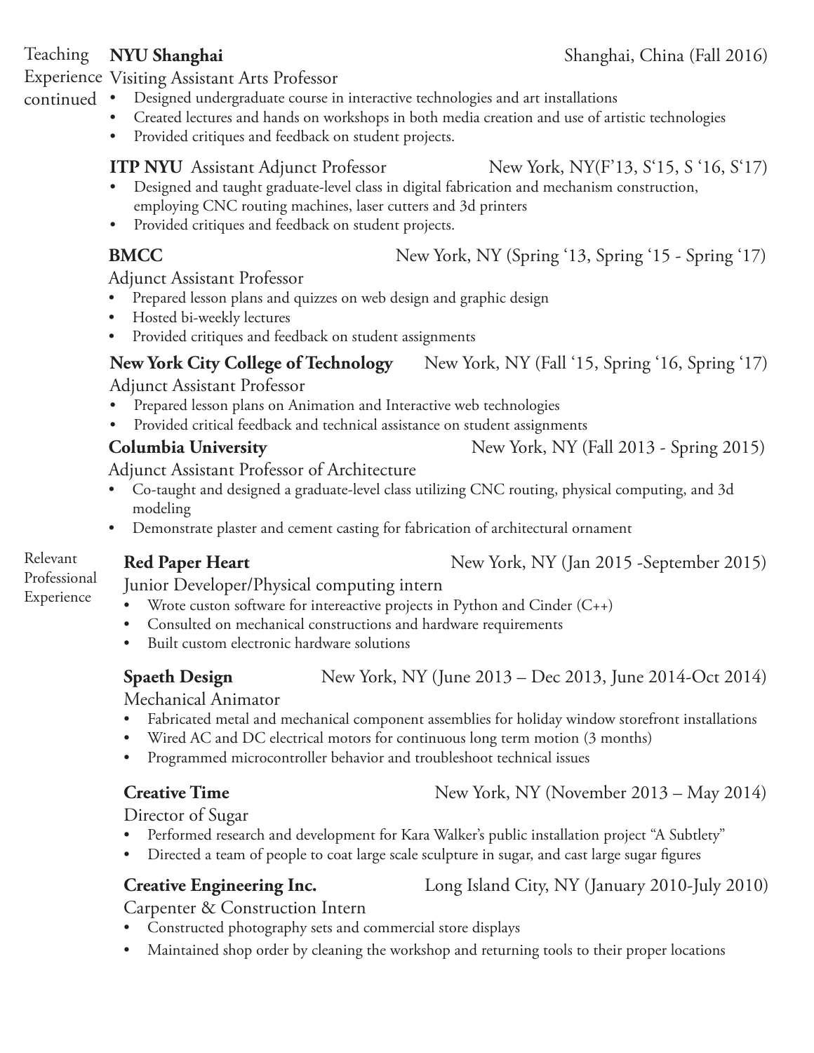## Teaching Experience continued

**NYU Shanghai** Shanghai, China (Fall 2016)

Visiting Assistant Arts Professor

- Designed undergraduate course in interactive technologies and art installations
- Created lectures and hands on workshops in both media creation and use of artistic technologies
- Provided critiques and feedback on student projects.

**ITP NYU** Assistant Adjunct Professor New York, NY(F'13, S'15, S '16, S'17)

- Designed and taught graduate-level class in digital fabrication and mechanism construction, employing CNC routing machines, laser cutters and 3d printers
- Provided critiques and feedback on student projects.

**BMCC** New York, NY (Spring '13, Spring '15 - Spring '17)

Adjunct Assistant Professor

- Prepared lesson plans and quizzes on web design and graphic design
- Hosted bi-weekly lectures
- Provided critiques and feedback on student assignments

**New York City College of Technology** New York, NY (Fall '15, Spring '16, Spring '17)

Adjunct Assistant Professor

- Prepared lesson plans on Animation and Interactive web technologies
- Provided critical feedback and technical assistance on student assignments

**Columbia University** New York, NY (Fall 2013 - Spring 2015)

Adjunct Assistant Professor of Architecture

- Co-taught and designed a graduate-level class utilizing CNC routing, physical computing, and 3d modeling
- Demonstrate plaster and cement casting for fabrication of architectural ornament

## Relevant Professional Experience

**Red Paper Heart** New York, NY (Jan 2015 -September 2015)

Junior Developer/Physical computing intern

- Wrote custon software for intereactive projects in Python and Cinder (C++)
- Consulted on mechanical constructions and hardware requirements
- Built custom electronic hardware solutions

**Spaeth Design** New York, NY (June 2013 – Dec 2013, June 2014-Oct 2014)

Mechanical Animator

- Fabricated metal and mechanical component assemblies for holiday window storefront installations
- Wired AC and DC electrical motors for continuous long term motion (3 months)
- Programmed microcontroller behavior and troubleshoot technical issues

**Creative Time** New York, NY (November 2013 – May 2014)

Director of Sugar

- Performed research and development for Kara Walker's public installation project "A Subtlety"
- Directed a team of people to coat large scale sculpture in sugar, and cast large sugar figures

**Creative Engineering Inc.** Long Island City, NY (January 2010-July 2010)

Carpenter & Construction Intern

- Constructed photography sets and commercial store displays
- Maintained shop order by cleaning the workshop and returning tools to their proper locations